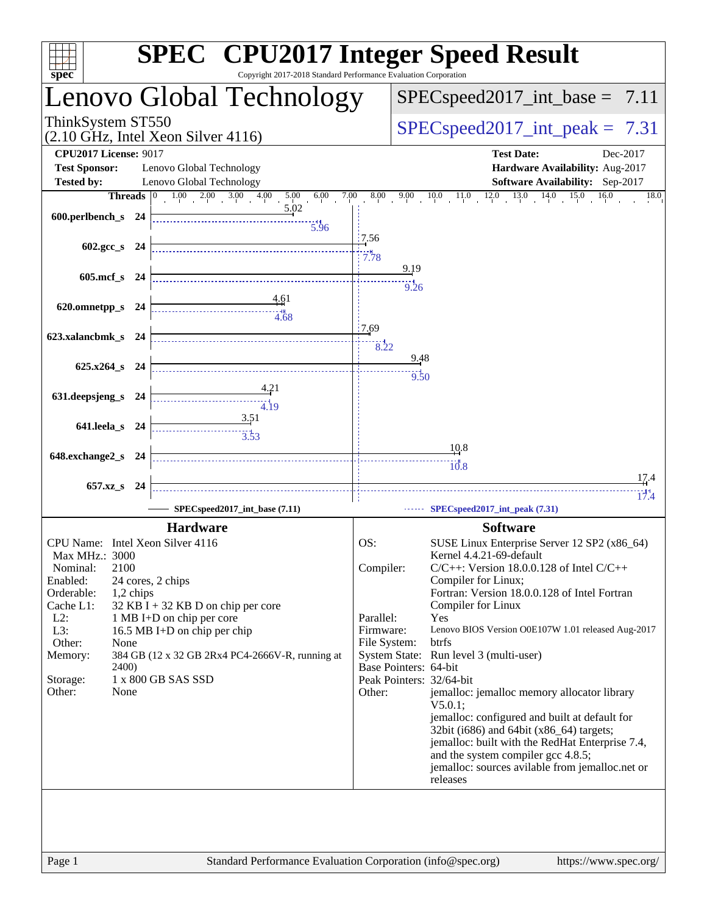# SPEC CPU2017 Integer Speed Result

Copyright 2017-2018 Standard Performance Evaluation Corporation

## Lenovo Global Technology

ThinkSystem ST550
(2.10 GHz, Intel Xeon Silver 4116)

SPECspeed2017_int_base = 7.11

SPECspeed2017_int_peak = 7.31

| | | | |
|---|---|---|---|
| **CPU2017 License:** | 9017 | **Test Date:** | Dec-2017 |
| **Test Sponsor:** | Lenovo Global Technology | **Hardware Availability:** | Aug-2017 |
| **Tested by:** | Lenovo Global Technology | **Software Availability:** | Sep-2017 |

| Benchmark | Threads | Base | Peak |
|---|---|---|---|
| 600.perlbench_s | 24 | 5.02 | 5.96 |
| 602.gcc_s | 24 | 7.56 | 7.78 |
| 605.mcf_s | 24 | 9.19 | 9.26 |
| 620.omnetpp_s | 24 | 4.61 | 4.68 |
| 623.xalancbmk_s | 24 | 7.69 | 8.22 |
| 625.x264_s | 24 | 9.48 | 9.50 |
| 631.deepsjeng_s | 24 | 4.21 | 4.19 |
| 641.leela_s | 24 | 3.51 | 3.53 |
| 648.exchange2_s | 24 | 10.8 | 10.8 |
| 657.xz_s | 24 | 17.4 | 17.4 |

SPECspeed2017_int_base (7.11) — SPECspeed2017_int_peak (7.31)

### Hardware

| | |
|---|---|
| CPU Name: | Intel Xeon Silver 4116 |
| Max MHz.: | 3000 |
| Nominal: | 2100 |
| Enabled: | 24 cores, 2 chips |
| Orderable: | 1,2 chips |
| Cache L1: | 32 KB I + 32 KB D on chip per core |
| L2: | 1 MB I+D on chip per core |
| L3: | 16.5 MB I+D on chip per chip |
| Other: | None |
| Memory: | 384 GB (12 x 32 GB 2Rx4 PC4-2666V-R, running at 2400) |
| Storage: | 1 x 800 GB SAS SSD |
| Other: | None |

### Software

| | |
|---|---|
| OS: | SUSE Linux Enterprise Server 12 SP2 (x86_64) Kernel 4.4.21-69-default |
| Compiler: | C/C++: Version 18.0.0.128 of Intel C/C++ Compiler for Linux; Fortran: Version 18.0.0.128 of Intel Fortran Compiler for Linux |
| Parallel: | Yes |
| Firmware: | Lenovo BIOS Version O0E107W 1.01 released Aug-2017 |
| File System: | btrfs |
| System State: | Run level 3 (multi-user) |
| Base Pointers: | 64-bit |
| Peak Pointers: | 32/64-bit |
| Other: | jemalloc: jemalloc memory allocator library V5.0.1; jemalloc: configured and built at default for 32bit (i686) and 64bit (x86_64) targets; jemalloc: built with the RedHat Enterprise 7.4, and the system compiler gcc 4.8.5; jemalloc: sources avilable from jemalloc.net or releases |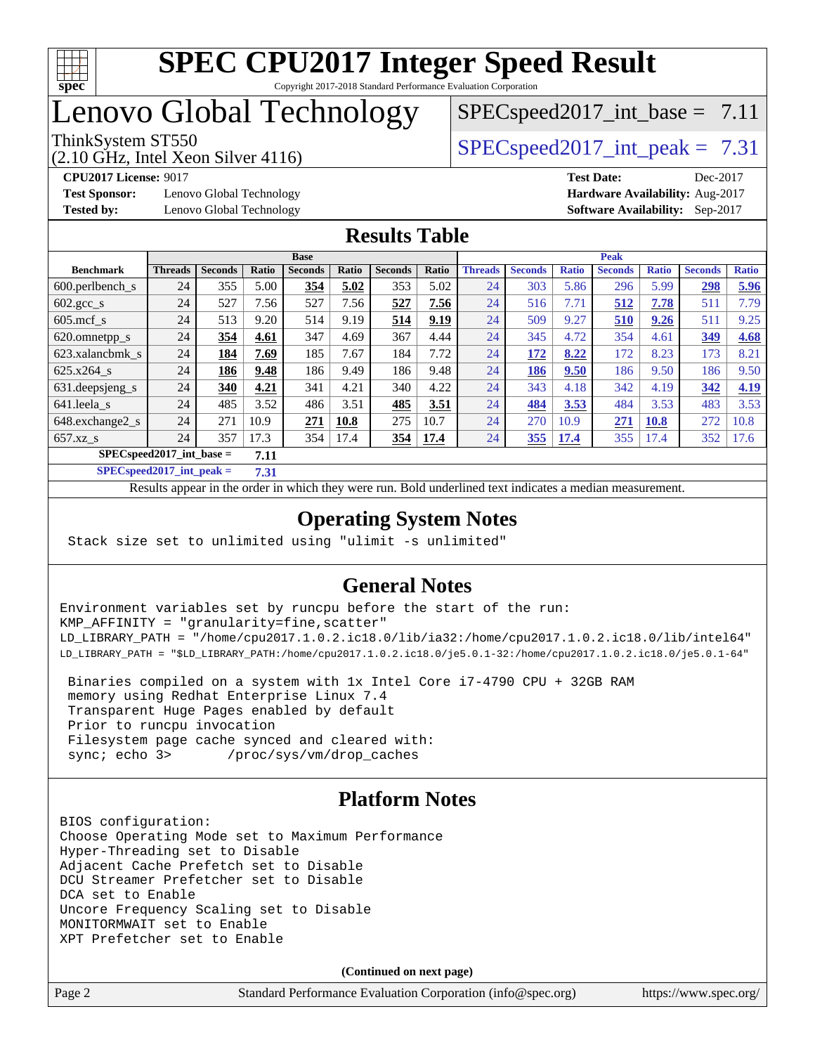# SPEC CPU2017 Integer Speed Result

Copyright 2017-2018 Standard Performance Evaluation Corporation

# Lenovo Global Technology

ThinkSystem ST550
(2.10 GHz, Intel Xeon Silver 4116)

SPECspeed2017_int_base = 7.11

SPECspeed2017_int_peak = 7.31

**CPU2017 License:** 9017
**Test Sponsor:** Lenovo Global Technology
**Tested by:** Lenovo Global Technology

**Test Date:** Dec-2017
**Hardware Availability:** Aug-2017
**Software Availability:** Sep-2017

## Results Table

| Benchmark | Base | | | | | | | Peak | | | | | | |
|---|---|---|---|---|---|---|---|---|---|---|---|---|---|---|
| | Threads | Seconds | Ratio | Seconds | Ratio | Seconds | Ratio | Threads | Seconds | Ratio | Seconds | Ratio | Seconds | Ratio |
| 600.perlbench_s | 24 | 355 | 5.00 | **354** | **5.02** | 353 | 5.02 | 24 | 303 | 5.86 | 296 | 5.99 | **298** | **5.96** |
| 602.gcc_s | 24 | 527 | 7.56 | 527 | 7.56 | **527** | **7.56** | 24 | 516 | 7.71 | **512** | **7.78** | 511 | 7.79 |
| 605.mcf_s | 24 | 513 | 9.20 | 514 | 9.19 | **514** | **9.19** | 24 | 509 | 9.27 | **510** | **9.26** | 511 | 9.25 |
| 620.omnetpp_s | 24 | **354** | **4.61** | 347 | 4.69 | 367 | 4.44 | 24 | 345 | 4.72 | 354 | 4.61 | **349** | **4.68** |
| 623.xalancbmk_s | 24 | **184** | **7.69** | 185 | 7.67 | 184 | 7.72 | 24 | **172** | **8.22** | 172 | 8.23 | 173 | 8.21 |
| 625.x264_s | 24 | **186** | **9.48** | 186 | 9.49 | 186 | 9.48 | 24 | **186** | **9.50** | 186 | 9.50 | 186 | 9.50 |
| 631.deepsjeng_s | 24 | **340** | **4.21** | 341 | 4.21 | 340 | 4.22 | 24 | 343 | 4.18 | 342 | 4.19 | **342** | **4.19** |
| 641.leela_s | 24 | 485 | 3.52 | 486 | 3.51 | **485** | **3.51** | 24 | **484** | **3.53** | 484 | 3.53 | 483 | 3.53 |
| 648.exchange2_s | 24 | 271 | 10.9 | **271** | **10.8** | 275 | 10.7 | 24 | 270 | 10.9 | **271** | **10.8** | 272 | 10.8 |
| 657.xz_s | 24 | 357 | 17.3 | 354 | 17.4 | **354** | **17.4** | 24 | **355** | **17.4** | 355 | 17.4 | 352 | 17.6 |

**SPECspeed2017_int_base = 7.11**

**SPECspeed2017_int_peak = 7.31**

Results appear in the order in which they were run. Bold underlined text indicates a median measurement.

## Operating System Notes

```
Stack size set to unlimited using "ulimit -s unlimited"
```

## General Notes

```
Environment variables set by runcpu before the start of the run:
KMP_AFFINITY = "granularity=fine,scatter"
LD_LIBRARY_PATH = "/home/cpu2017.1.0.2.ic18.0/lib/ia32:/home/cpu2017.1.0.2.ic18.0/lib/intel64"
LD_LIBRARY_PATH = "$LD_LIBRARY_PATH:/home/cpu2017.1.0.2.ic18.0/je5.0.1-32:/home/cpu2017.1.0.2.ic18.0/je5.0.1-64"

 Binaries compiled on a system with 1x Intel Core i7-4790 CPU + 32GB RAM
 memory using Redhat Enterprise Linux 7.4
 Transparent Huge Pages enabled by default
 Prior to runcpu invocation
 Filesystem page cache synced and cleared with:
 sync; echo 3>       /proc/sys/vm/drop_caches
```

## Platform Notes

```
BIOS configuration:
Choose Operating Mode set to Maximum Performance
Hyper-Threading set to Disable
Adjacent Cache Prefetch set to Disable
DCU Streamer Prefetcher set to Disable
DCA set to Enable
Uncore Frequency Scaling set to Disable
MONITORMWAIT set to Enable
XPT Prefetcher set to Enable
```

**(Continued on next page)**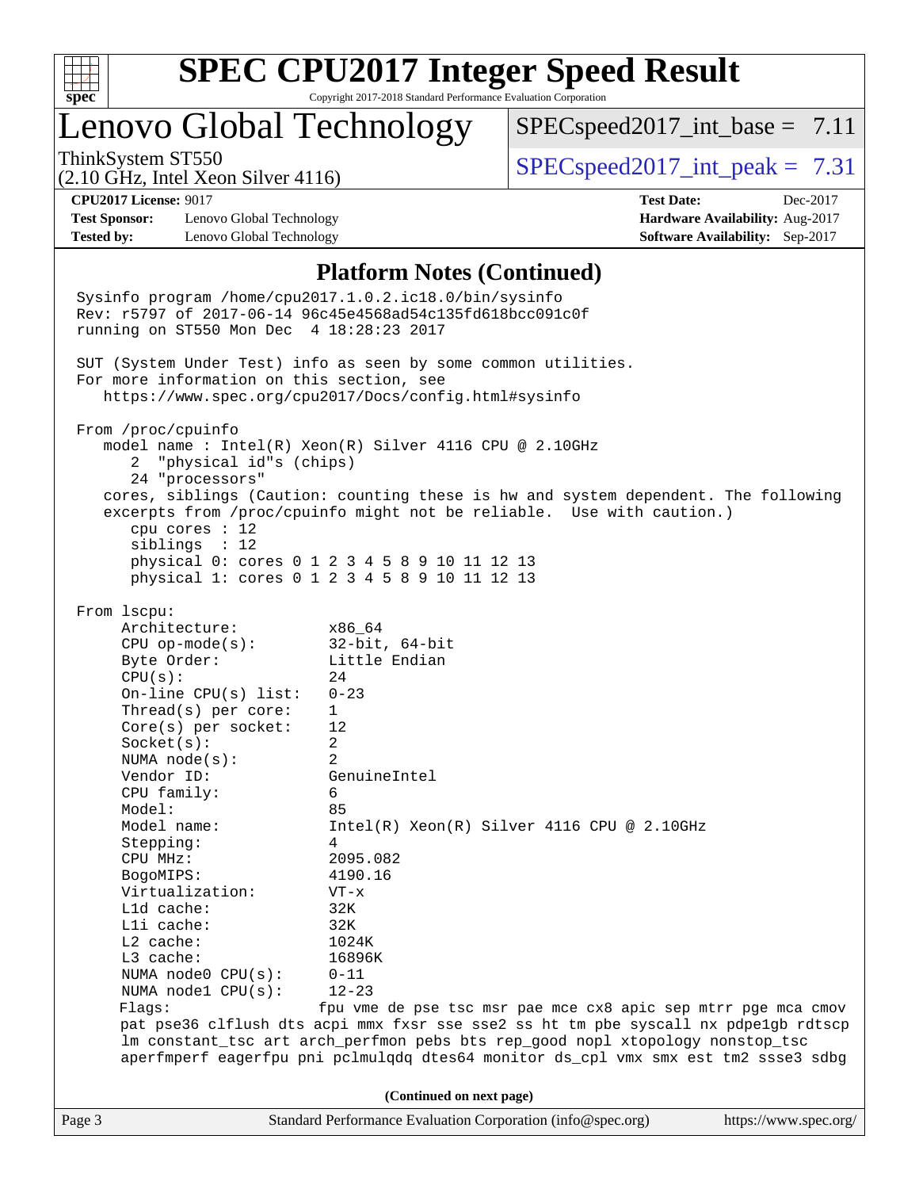## Platform Notes (Continued)

```
Sysinfo program /home/cpu2017.1.0.2.ic18.0/bin/sysinfo
Rev: r5797 of 2017-06-14 96c45e4568ad54c135fd618bcc091c0f
running on ST550 Mon Dec  4 18:28:23 2017

SUT (System Under Test) info as seen by some common utilities.
For more information on this section, see
   https://www.spec.org/cpu2017/Docs/config.html#sysinfo

From /proc/cpuinfo
   model name : Intel(R) Xeon(R) Silver 4116 CPU @ 2.10GHz
      2  "physical id"s (chips)
      24 "processors"
   cores, siblings (Caution: counting these is hw and system dependent. The following
   excerpts from /proc/cpuinfo might not be reliable.  Use with caution.)
      cpu cores : 12
      siblings  : 12
      physical 0: cores 0 1 2 3 4 5 8 9 10 11 12 13
      physical 1: cores 0 1 2 3 4 5 8 9 10 11 12 13

From lscpu:
     Architecture:          x86_64
     CPU op-mode(s):        32-bit, 64-bit
     Byte Order:            Little Endian
     CPU(s):                24
     On-line CPU(s) list:   0-23
     Thread(s) per core:    1
     Core(s) per socket:    12
     Socket(s):             2
     NUMA node(s):          2
     Vendor ID:             GenuineIntel
     CPU family:            6
     Model:                 85
     Model name:            Intel(R) Xeon(R) Silver 4116 CPU @ 2.10GHz
     Stepping:              4
     CPU MHz:               2095.082
     BogoMIPS:              4190.16
     Virtualization:        VT-x
     L1d cache:             32K
     L1i cache:             32K
     L2 cache:              1024K
     L3 cache:              16896K
     NUMA node0 CPU(s):     0-11
     NUMA node1 CPU(s):     12-23
     Flags:                fpu vme de pse tsc msr pae mce cx8 apic sep mtrr pge mca cmov
     pat pse36 clflush dts acpi mmx fxsr sse sse2 ss ht tm pbe syscall nx pdpe1gb rdtscp
     lm constant_tsc art arch_perfmon pebs bts rep_good nopl xtopology nonstop_tsc
     aperfmperf eagerfpu pni pclmulqdq dtes64 monitor ds_cpl vmx smx est tm2 ssse3 sdbg
```

(Continued on next page)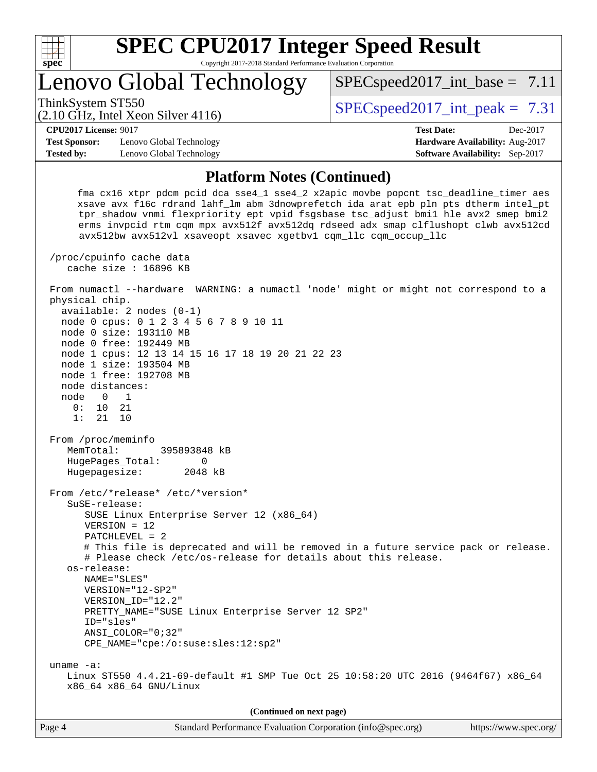# SPEC CPU2017 Integer Speed Result

Copyright 2017-2018 Standard Performance Evaluation Corporation

## Lenovo Global Technology

ThinkSystem ST550
(2.10 GHz, Intel Xeon Silver 4116)

SPECspeed2017_int_base = 7.11

SPECspeed2017_int_peak = 7.31

**CPU2017 License:** 9017
**Test Sponsor:** Lenovo Global Technology
**Tested by:** Lenovo Global Technology

**Test Date:** Dec-2017
**Hardware Availability:** Aug-2017
**Software Availability:** Sep-2017

### Platform Notes (Continued)

```
      fma cx16 xtpr pdcm pcid dca sse4_1 sse4_2 x2apic movbe popcnt tsc_deadline_timer aes
      xsave avx f16c rdrand lahf_lm abm 3dnowprefetch ida arat epb pln pts dtherm intel_pt
      tpr_shadow vnmi flexpriority ept vpid fsgsbase tsc_adjust bmi1 hle avx2 smep bmi2
      erms invpcid rtm cqm mpx avx512f avx512dq rdseed adx smap clflushopt clwb avx512cd
      avx512bw avx512vl xsaveopt xsavec xgetbv1 cqm_llc cqm_occup_llc

 /proc/cpuinfo cache data
    cache size : 16896 KB

 From numactl --hardware  WARNING: a numactl 'node' might or might not correspond to a
 physical chip.
   available: 2 nodes (0-1)
   node 0 cpus: 0 1 2 3 4 5 6 7 8 9 10 11
   node 0 size: 193110 MB
   node 0 free: 192449 MB
   node 1 cpus: 12 13 14 15 16 17 18 19 20 21 22 23
   node 1 size: 193504 MB
   node 1 free: 192708 MB
   node distances:
   node   0   1
     0:  10  21
     1:  21  10

 From /proc/meminfo
    MemTotal:       395893848 kB
    HugePages_Total:       0
    Hugepagesize:       2048 kB

 From /etc/*release* /etc/*version*
    SuSE-release:
       SUSE Linux Enterprise Server 12 (x86_64)
       VERSION = 12
       PATCHLEVEL = 2
       # This file is deprecated and will be removed in a future service pack or release.
       # Please check /etc/os-release for details about this release.
    os-release:
       NAME="SLES"
       VERSION="12-SP2"
       VERSION_ID="12.2"
       PRETTY_NAME="SUSE Linux Enterprise Server 12 SP2"
       ID="sles"
       ANSI_COLOR="0;32"
       CPE_NAME="cpe:/o:suse:sles:12:sp2"

 uname -a:
    Linux ST550 4.4.21-69-default #1 SMP Tue Oct 25 10:58:20 UTC 2016 (9464f67) x86_64
    x86_64 x86_64 GNU/Linux
```

**(Continued on next page)**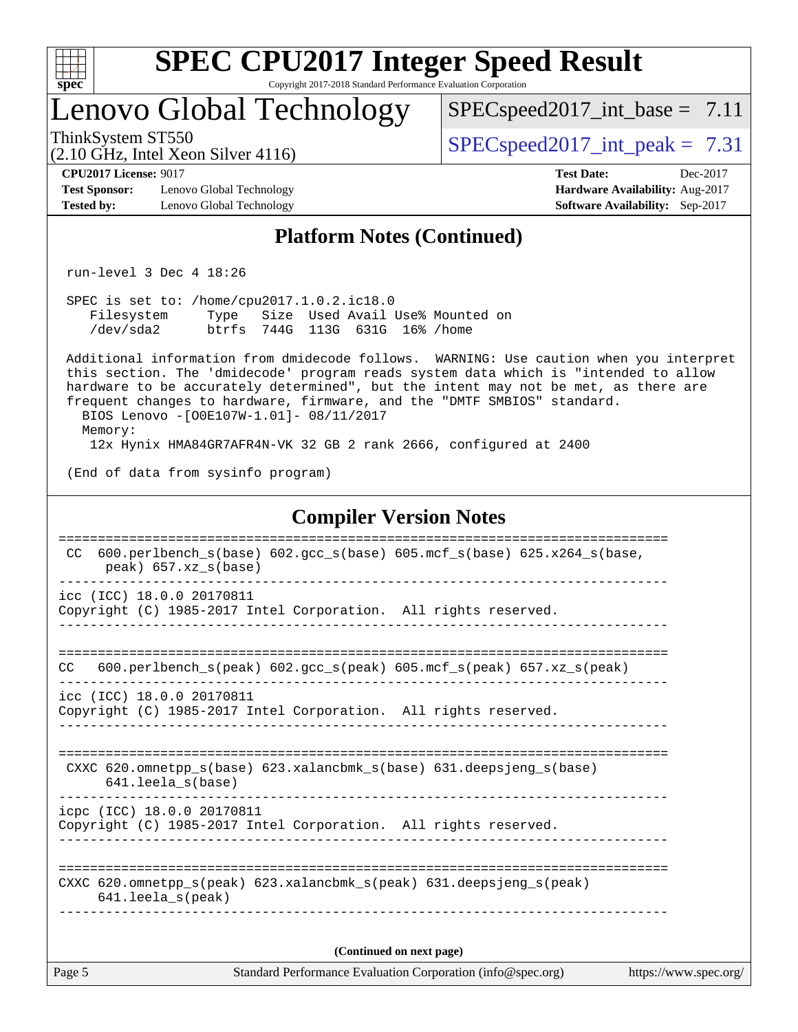## Platform Notes (Continued)

```
run-level 3 Dec 4 18:26

SPEC is set to: /home/cpu2017.1.0.2.ic18.0
   Filesystem     Type   Size  Used Avail Use% Mounted on
   /dev/sda2      btrfs  744G  113G  631G  16% /home

Additional information from dmidecode follows.  WARNING: Use caution when you interpret
this section. The 'dmidecode' program reads system data which is "intended to allow
hardware to be accurately determined", but the intent may not be met, as there are
frequent changes to hardware, firmware, and the "DMTF SMBIOS" standard.
  BIOS Lenovo -[O0E107W-1.01]- 08/11/2017
  Memory:
   12x Hynix HMA84GR7AFR4N-VK 32 GB 2 rank 2666, configured at 2400

(End of data from sysinfo program)
```

## Compiler Version Notes

```
==============================================================================
 CC  600.perlbench_s(base) 602.gcc_s(base) 605.mcf_s(base) 625.x264_s(base,
      peak) 657.xz_s(base)
------------------------------------------------------------------------------
icc (ICC) 18.0.0 20170811
Copyright (C) 1985-2017 Intel Corporation.  All rights reserved.
------------------------------------------------------------------------------

==============================================================================
CC   600.perlbench_s(peak) 602.gcc_s(peak) 605.mcf_s(peak) 657.xz_s(peak)
------------------------------------------------------------------------------
icc (ICC) 18.0.0 20170811
Copyright (C) 1985-2017 Intel Corporation.  All rights reserved.
------------------------------------------------------------------------------

==============================================================================
 CXXC 620.omnetpp_s(base) 623.xalancbmk_s(base) 631.deepsjeng_s(base)
      641.leela_s(base)
------------------------------------------------------------------------------
icpc (ICC) 18.0.0 20170811
Copyright (C) 1985-2017 Intel Corporation.  All rights reserved.
------------------------------------------------------------------------------

==============================================================================
CXXC 620.omnetpp_s(peak) 623.xalancbmk_s(peak) 631.deepsjeng_s(peak)
     641.leela_s(peak)
------------------------------------------------------------------------------
```

(Continued on next page)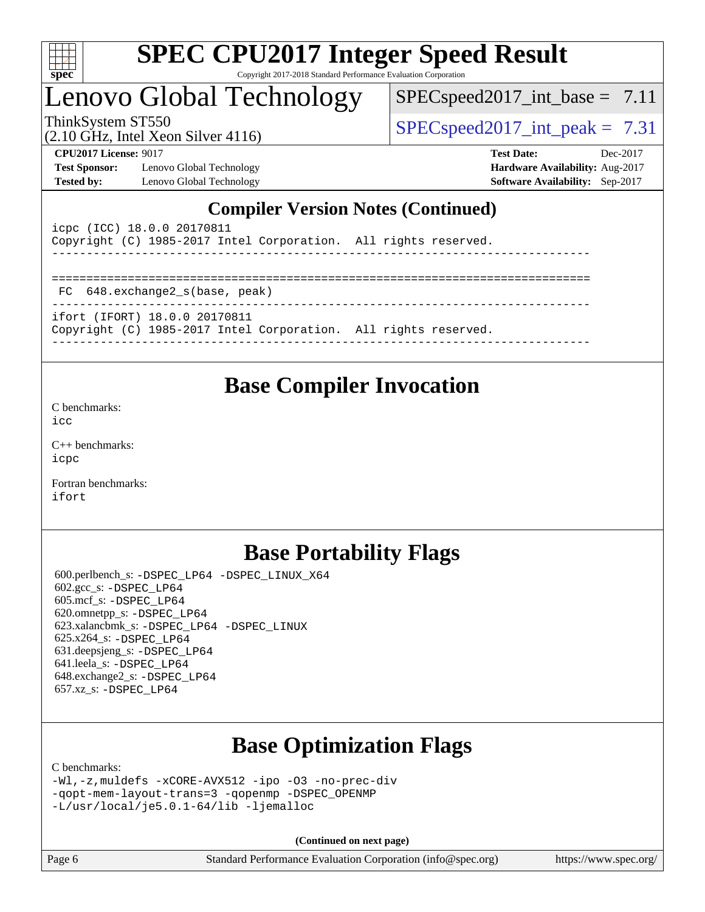## Compiler Version Notes (Continued)

```
icpc (ICC) 18.0.0 20170811
Copyright (C) 1985-2017 Intel Corporation.  All rights reserved.
------------------------------------------------------------------------------

==============================================================================
 FC  648.exchange2_s(base, peak)
------------------------------------------------------------------------------
ifort (IFORT) 18.0.0 20170811
Copyright (C) 1985-2017 Intel Corporation.  All rights reserved.
------------------------------------------------------------------------------
```

## Base Compiler Invocation

C benchmarks:
icc

C++ benchmarks:
icpc

Fortran benchmarks:
ifort

## Base Portability Flags

600.perlbench_s: -DSPEC_LP64 -DSPEC_LINUX_X64
602.gcc_s: -DSPEC_LP64
605.mcf_s: -DSPEC_LP64
620.omnetpp_s: -DSPEC_LP64
623.xalancbmk_s: -DSPEC_LP64 -DSPEC_LINUX
625.x264_s: -DSPEC_LP64
631.deepsjeng_s: -DSPEC_LP64
641.leela_s: -DSPEC_LP64
648.exchange2_s: -DSPEC_LP64
657.xz_s: -DSPEC_LP64

## Base Optimization Flags

C benchmarks:
-Wl,-z,muldefs -xCORE-AVX512 -ipo -O3 -no-prec-div
-qopt-mem-layout-trans=3 -qopenmp -DSPEC_OPENMP
-L/usr/local/je5.0.1-64/lib -ljemalloc

**(Continued on next page)**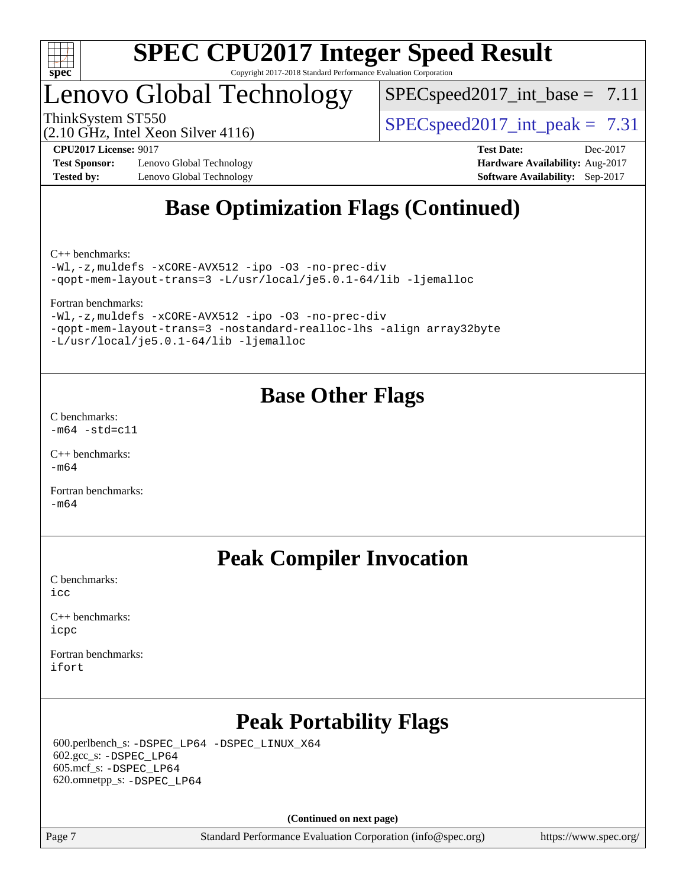# Base Optimization Flags (Continued)

C++ benchmarks:
```
-Wl,-z,muldefs -xCORE-AVX512 -ipo -O3 -no-prec-div
-qopt-mem-layout-trans=3 -L/usr/local/je5.0.1-64/lib -ljemalloc
```

Fortran benchmarks:
```
-Wl,-z,muldefs -xCORE-AVX512 -ipo -O3 -no-prec-div
-qopt-mem-layout-trans=3 -nostandard-realloc-lhs -align array32byte
-L/usr/local/je5.0.1-64/lib -ljemalloc
```

# Base Other Flags

C benchmarks:
```
-m64 -std=c11
```

C++ benchmarks:
```
-m64
```

Fortran benchmarks:
```
-m64
```

# Peak Compiler Invocation

C benchmarks:
```
icc
```

C++ benchmarks:
```
icpc
```

Fortran benchmarks:
```
ifort
```

# Peak Portability Flags

600.perlbench_s: -DSPEC_LP64 -DSPEC_LINUX_X64
602.gcc_s: -DSPEC_LP64
605.mcf_s: -DSPEC_LP64
620.omnetpp_s: -DSPEC_LP64

**(Continued on next page)**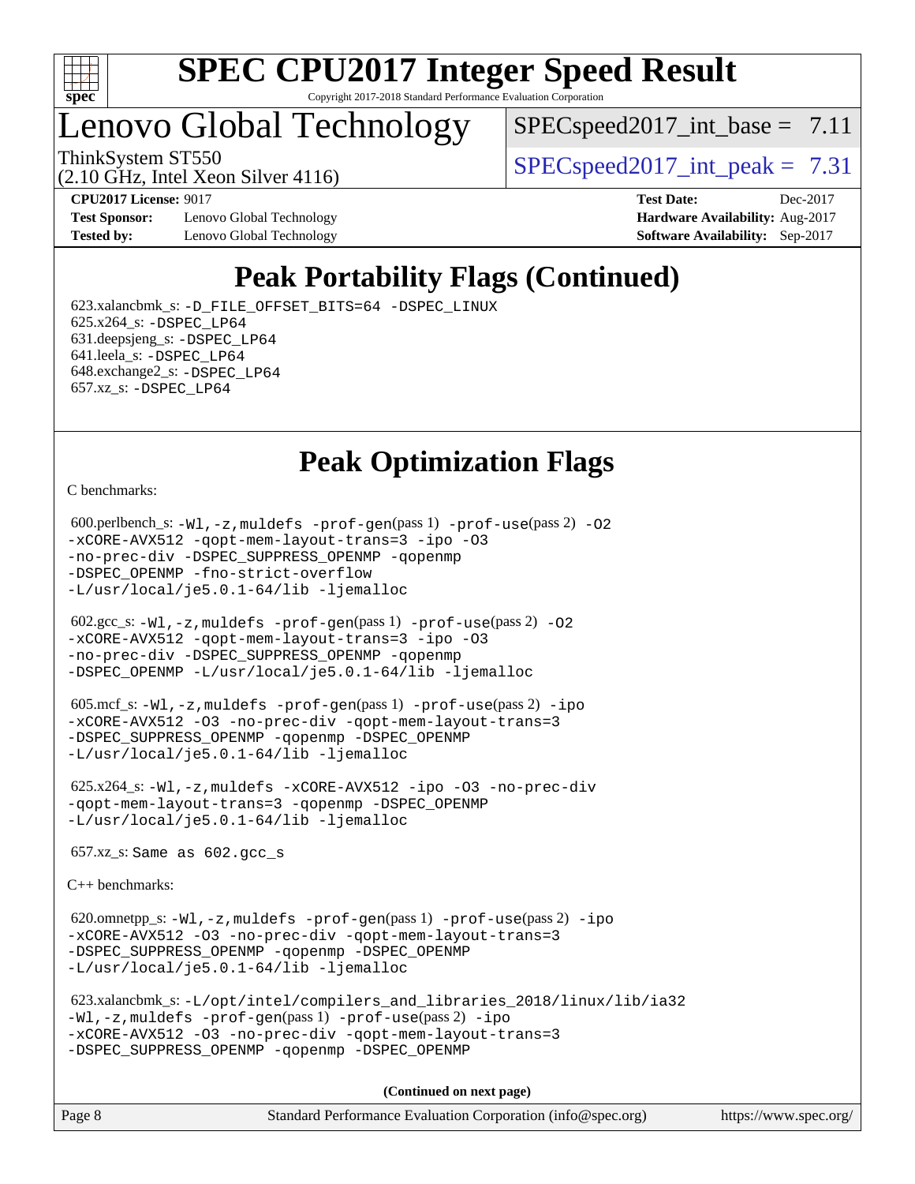# SPEC CPU2017 Integer Speed Result

Copyright 2017-2018 Standard Performance Evaluation Corporation

## Lenovo Global Technology

ThinkSystem ST550
(2.10 GHz, Intel Xeon Silver 4116)

SPECspeed2017_int_base = 7.11

SPECspeed2017_int_peak = 7.31

**CPU2017 License:** 9017
**Test Sponsor:** Lenovo Global Technology
**Tested by:** Lenovo Global Technology

**Test Date:** Dec-2017
**Hardware Availability:** Aug-2017
**Software Availability:** Sep-2017

# Peak Portability Flags (Continued)

623.xalancbmk_s: -D_FILE_OFFSET_BITS=64 -DSPEC_LINUX
625.x264_s: -DSPEC_LP64
631.deepsjeng_s: -DSPEC_LP64
641.leela_s: -DSPEC_LP64
648.exchange2_s: -DSPEC_LP64
657.xz_s: -DSPEC_LP64

# Peak Optimization Flags

C benchmarks:

600.perlbench_s: -Wl,-z,muldefs -prof-gen(pass 1) -prof-use(pass 2) -O2 -xCORE-AVX512 -qopt-mem-layout-trans=3 -ipo -O3 -no-prec-div -DSPEC_SUPPRESS_OPENMP -qopenmp -DSPEC_OPENMP -fno-strict-overflow -L/usr/local/je5.0.1-64/lib -ljemalloc

602.gcc_s: -Wl,-z,muldefs -prof-gen(pass 1) -prof-use(pass 2) -O2 -xCORE-AVX512 -qopt-mem-layout-trans=3 -ipo -O3 -no-prec-div -DSPEC_SUPPRESS_OPENMP -qopenmp -DSPEC_OPENMP -L/usr/local/je5.0.1-64/lib -ljemalloc

605.mcf_s: -Wl,-z,muldefs -prof-gen(pass 1) -prof-use(pass 2) -ipo -xCORE-AVX512 -O3 -no-prec-div -qopt-mem-layout-trans=3 -DSPEC_SUPPRESS_OPENMP -qopenmp -DSPEC_OPENMP -L/usr/local/je5.0.1-64/lib -ljemalloc

625.x264_s: -Wl,-z,muldefs -xCORE-AVX512 -ipo -O3 -no-prec-div -qopt-mem-layout-trans=3 -qopenmp -DSPEC_OPENMP -L/usr/local/je5.0.1-64/lib -ljemalloc

657.xz_s: Same as 602.gcc_s

C++ benchmarks:

620.omnetpp_s: -Wl,-z,muldefs -prof-gen(pass 1) -prof-use(pass 2) -ipo -xCORE-AVX512 -O3 -no-prec-div -qopt-mem-layout-trans=3 -DSPEC_SUPPRESS_OPENMP -qopenmp -DSPEC_OPENMP -L/usr/local/je5.0.1-64/lib -ljemalloc

623.xalancbmk_s: -L/opt/intel/compilers_and_libraries_2018/linux/lib/ia32 -Wl,-z,muldefs -prof-gen(pass 1) -prof-use(pass 2) -ipo -xCORE-AVX512 -O3 -no-prec-div -qopt-mem-layout-trans=3 -DSPEC_SUPPRESS_OPENMP -qopenmp -DSPEC_OPENMP

**(Continued on next page)**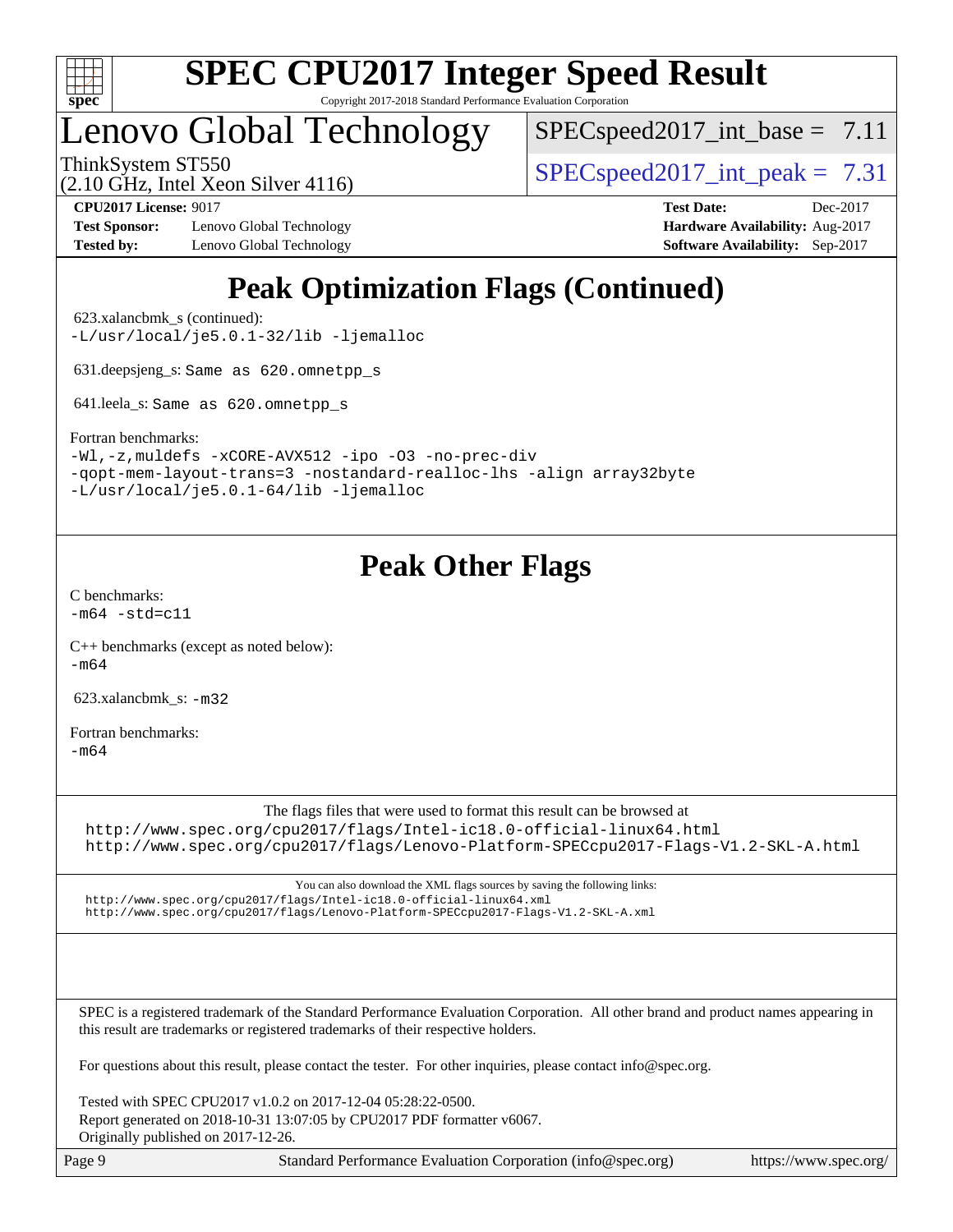# Peak Optimization Flags (Continued)

623.xalancbmk_s (continued):
`-L/usr/local/je5.0.1-32/lib -ljemalloc`

631.deepsjeng_s: `Same as 620.omnetpp_s`

641.leela_s: `Same as 620.omnetpp_s`

Fortran benchmarks:
```
-Wl,-z,muldefs -xCORE-AVX512 -ipo -O3 -no-prec-div
-qopt-mem-layout-trans=3 -nostandard-realloc-lhs -align array32byte
-L/usr/local/je5.0.1-64/lib -ljemalloc
```

# Peak Other Flags

C benchmarks:
`-m64 -std=c11`

C++ benchmarks (except as noted below):
`-m64`

623.xalancbmk_s: `-m32`

Fortran benchmarks:
`-m64`

The flags files that were used to format this result can be browsed at
http://www.spec.org/cpu2017/flags/Intel-ic18.0-official-linux64.html
http://www.spec.org/cpu2017/flags/Lenovo-Platform-SPECcpu2017-Flags-V1.2-SKL-A.html

You can also download the XML flags sources by saving the following links:
http://www.spec.org/cpu2017/flags/Intel-ic18.0-official-linux64.xml
http://www.spec.org/cpu2017/flags/Lenovo-Platform-SPECcpu2017-Flags-V1.2-SKL-A.xml

SPEC is a registered trademark of the Standard Performance Evaluation Corporation. All other brand and product names appearing in this result are trademarks or registered trademarks of their respective holders.

For questions about this result, please contact the tester. For other inquiries, please contact info@spec.org.

Tested with SPEC CPU2017 v1.0.2 on 2017-12-04 05:28:22-0500.
Report generated on 2018-10-31 13:07:05 by CPU2017 PDF formatter v6067.
Originally published on 2017-12-26.